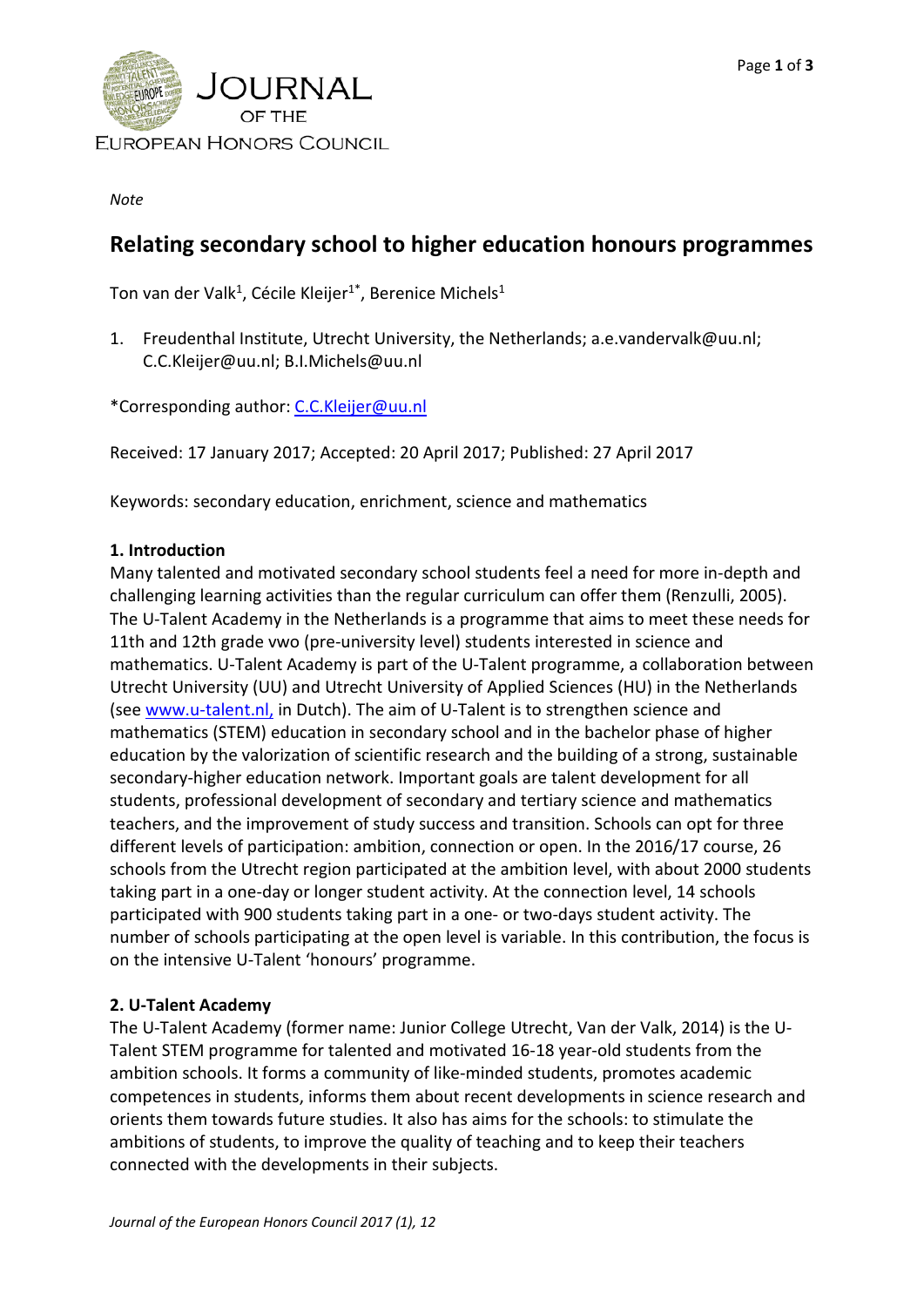*Note*

# Relating secondary school to higher education honours programmes

Ton van der Valk[1], Cécile Kleijer[1*], Berenice Michels[1]

1. Freudenthal Institute, Utrecht University, the Netherlands; a.e.vandervalk@uu.nl; C.C.Kleijer@uu.nl; B.I.Michels@uu.nl

*Corresponding author: C.C.Kleijer@uu.nl

Received: 17 January 2017; Accepted: 20 April 2017; Published: 27 April 2017

Keywords: secondary education, enrichment, science and mathematics

## 1. Introduction

Many talented and motivated secondary school students feel a need for more in-depth and challenging learning activities than the regular curriculum can offer them (Renzulli, 2005). The U-Talent Academy in the Netherlands is a programme that aims to meet these needs for 11th and 12th grade vwo (pre-university level) students interested in science and mathematics. U-Talent Academy is part of the U-Talent programme, a collaboration between Utrecht University (UU) and Utrecht University of Applied Sciences (HU) in the Netherlands (see www.u-talent.nl, in Dutch). The aim of U-Talent is to strengthen science and mathematics (STEM) education in secondary school and in the bachelor phase of higher education by the valorization of scientific research and the building of a strong, sustainable secondary-higher education network. Important goals are talent development for all students, professional development of secondary and tertiary science and mathematics teachers, and the improvement of study success and transition. Schools can opt for three different levels of participation: ambition, connection or open. In the 2016/17 course, 26 schools from the Utrecht region participated at the ambition level, with about 2000 students taking part in a one-day or longer student activity. At the connection level, 14 schools participated with 900 students taking part in a one- or two-days student activity. The number of schools participating at the open level is variable. In this contribution, the focus is on the intensive U-Talent 'honours' programme.

## 2. U-Talent Academy

The U-Talent Academy (former name: Junior College Utrecht, Van der Valk, 2014) is the U-Talent STEM programme for talented and motivated 16-18 year-old students from the ambition schools. It forms a community of like-minded students, promotes academic competences in students, informs them about recent developments in science research and orients them towards future studies. It also has aims for the schools: to stimulate the ambitions of students, to improve the quality of teaching and to keep their teachers connected with the developments in their subjects.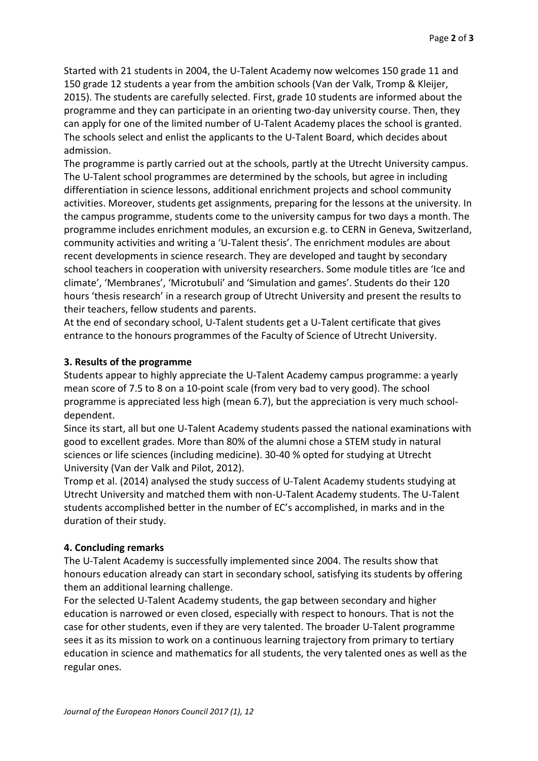Started with 21 students in 2004, the U-Talent Academy now welcomes 150 grade 11 and 150 grade 12 students a year from the ambition schools (Van der Valk, Tromp & Kleijer, 2015). The students are carefully selected. First, grade 10 students are informed about the programme and they can participate in an orienting two-day university course. Then, they can apply for one of the limited number of U-Talent Academy places the school is granted. The schools select and enlist the applicants to the U-Talent Board, which decides about admission.

The programme is partly carried out at the schools, partly at the Utrecht University campus. The U-Talent school programmes are determined by the schools, but agree in including differentiation in science lessons, additional enrichment projects and school community activities. Moreover, students get assignments, preparing for the lessons at the university. In the campus programme, students come to the university campus for two days a month. The programme includes enrichment modules, an excursion e.g. to CERN in Geneva, Switzerland, community activities and writing a 'U-Talent thesis'. The enrichment modules are about recent developments in science research. They are developed and taught by secondary school teachers in cooperation with university researchers. Some module titles are 'Ice and climate', 'Membranes', 'Microtubuli' and 'Simulation and games'. Students do their 120 hours 'thesis research' in a research group of Utrecht University and present the results to their teachers, fellow students and parents.

At the end of secondary school, U-Talent students get a U-Talent certificate that gives entrance to the honours programmes of the Faculty of Science of Utrecht University.

### 3. Results of the programme

Students appear to highly appreciate the U-Talent Academy campus programme: a yearly mean score of 7.5 to 8 on a 10-point scale (from very bad to very good). The school programme is appreciated less high (mean 6.7), but the appreciation is very much school-dependent.

Since its start, all but one U-Talent Academy students passed the national examinations with good to excellent grades. More than 80% of the alumni chose a STEM study in natural sciences or life sciences (including medicine). 30-40 % opted for studying at Utrecht University (Van der Valk and Pilot, 2012).

Tromp et al. (2014) analysed the study success of U-Talent Academy students studying at Utrecht University and matched them with non-U-Talent Academy students. The U-Talent students accomplished better in the number of EC's accomplished, in marks and in the duration of their study.

### 4. Concluding remarks

The U-Talent Academy is successfully implemented since 2004. The results show that honours education already can start in secondary school, satisfying its students by offering them an additional learning challenge.

For the selected U-Talent Academy students, the gap between secondary and higher education is narrowed or even closed, especially with respect to honours. That is not the case for other students, even if they are very talented. The broader U-Talent programme sees it as its mission to work on a continuous learning trajectory from primary to tertiary education in science and mathematics for all students, the very talented ones as well as the regular ones.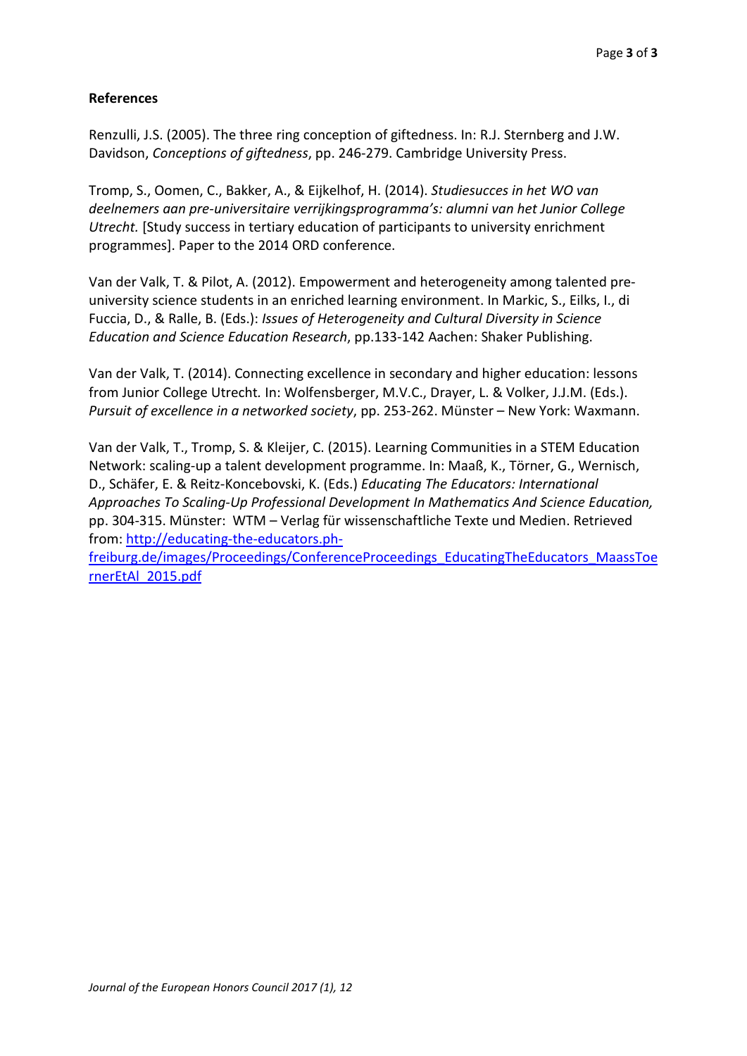**References**

Renzulli, J.S. (2005). The three ring conception of giftedness. In: R.J. Sternberg and J.W. Davidson, *Conceptions of giftedness*, pp. 246-279. Cambridge University Press.

Tromp, S., Oomen, C., Bakker, A., & Eijkelhof, H. (2014). *Studiesucces in het WO van deelnemers aan pre-universitaire verrijkingsprogramma's: alumni van het Junior College Utrecht.* [Study success in tertiary education of participants to university enrichment programmes]. Paper to the 2014 ORD conference.

Van der Valk, T. & Pilot, A. (2012). Empowerment and heterogeneity among talented pre-university science students in an enriched learning environment. In Markic, S., Eilks, I., di Fuccia, D., & Ralle, B. (Eds.): *Issues of Heterogeneity and Cultural Diversity in Science Education and Science Education Research*, pp.133-142 Aachen: Shaker Publishing.

Van der Valk, T. (2014). Connecting excellence in secondary and higher education: lessons from Junior College Utrecht. In: Wolfensberger, M.V.C., Drayer, L. & Volker, J.J.M. (Eds.). *Pursuit of excellence in a networked society*, pp. 253-262. Münster – New York: Waxmann.

Van der Valk, T., Tromp, S. & Kleijer, C. (2015). Learning Communities in a STEM Education Network: scaling-up a talent development programme. In: Maaß, K., Törner, G., Wernisch, D., Schäfer, E. & Reitz-Koncebovski, K. (Eds.) *Educating The Educators: International Approaches To Scaling-Up Professional Development In Mathematics And Science Education,* pp. 304-315. Münster: WTM – Verlag für wissenschaftliche Texte und Medien. Retrieved from: [http://educating-the-educators.ph-freiburg.de/images/Proceedings/ConferenceProceedings_EducatingTheEducators_MaassToernerEtAl_2015.pdf](http://educating-the-educators.ph-freiburg.de/images/Proceedings/ConferenceProceedings_EducatingTheEducators_MaassToernerEtAl_2015.pdf)